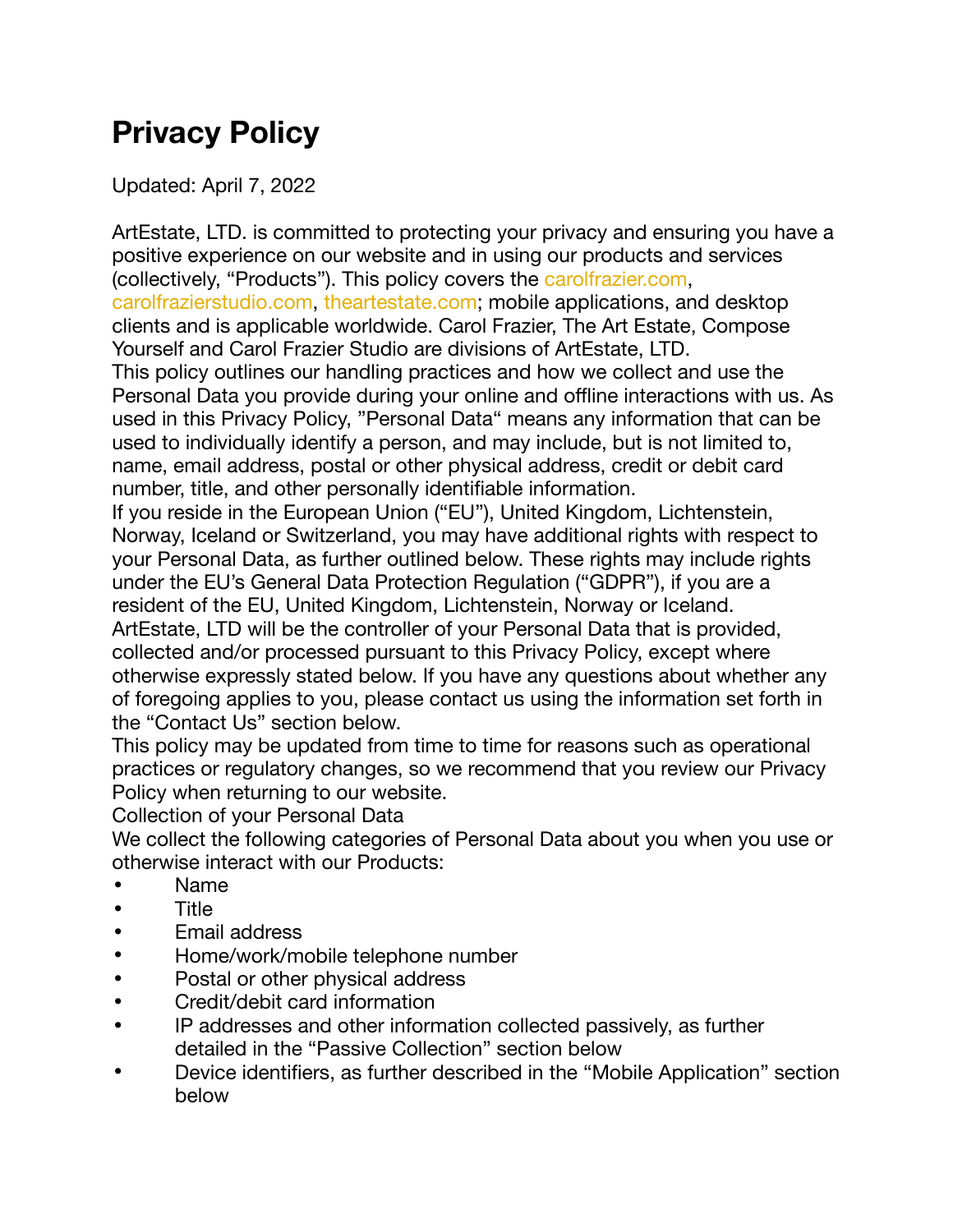# Privacy Policy

Updated: April 7, 2022

ArtEstate, LTD. is committed to protecting your privacy and ensuring you have a positive experience on our website and in using our products and services (collectively, "Products"). This policy covers the carolfrazier.com, carolfrazierstudio.com, theartestate.com; mobile applications, and desktop clients and is applicable worldwide. Carol Frazier, The Art Estate, Compose Yourself and Carol Frazier Studio are divisions of ArtEstate, LTD.

This policy outlines our handling practices and how we collect and use the Personal Data you provide during your online and offline interactions with us. As used in this Privacy Policy, "Personal Data" means any information that can be used to individually identify a person, and may include, but is not limited to, name, email address, postal or other physical address, credit or debit card number, title, and other personally identifiable information.

If you reside in the European Union ("EU"), United Kingdom, Lichtenstein, Norway, Iceland or Switzerland, you may have additional rights with respect to your Personal Data, as further outlined below. These rights may include rights under the EU's General Data Protection Regulation ("GDPR"), if you are a resident of the EU, United Kingdom, Lichtenstein, Norway or Iceland.

ArtEstate, LTD will be the controller of your Personal Data that is provided, collected and/or processed pursuant to this Privacy Policy, except where otherwise expressly stated below. If you have any questions about whether any of foregoing applies to you, please contact us using the information set forth in the "Contact Us" section below.

This policy may be updated from time to time for reasons such as operational practices or regulatory changes, so we recommend that you review our Privacy Policy when returning to our website.

Collection of your Personal Data

We collect the following categories of Personal Data about you when you use or otherwise interact with our Products:

- Name
- Title
- Email address
- Home/work/mobile telephone number
- Postal or other physical address
- Credit/debit card information
- IP addresses and other information collected passively, as further detailed in the "Passive Collection" section below
- Device identifiers, as further described in the "Mobile Application" section below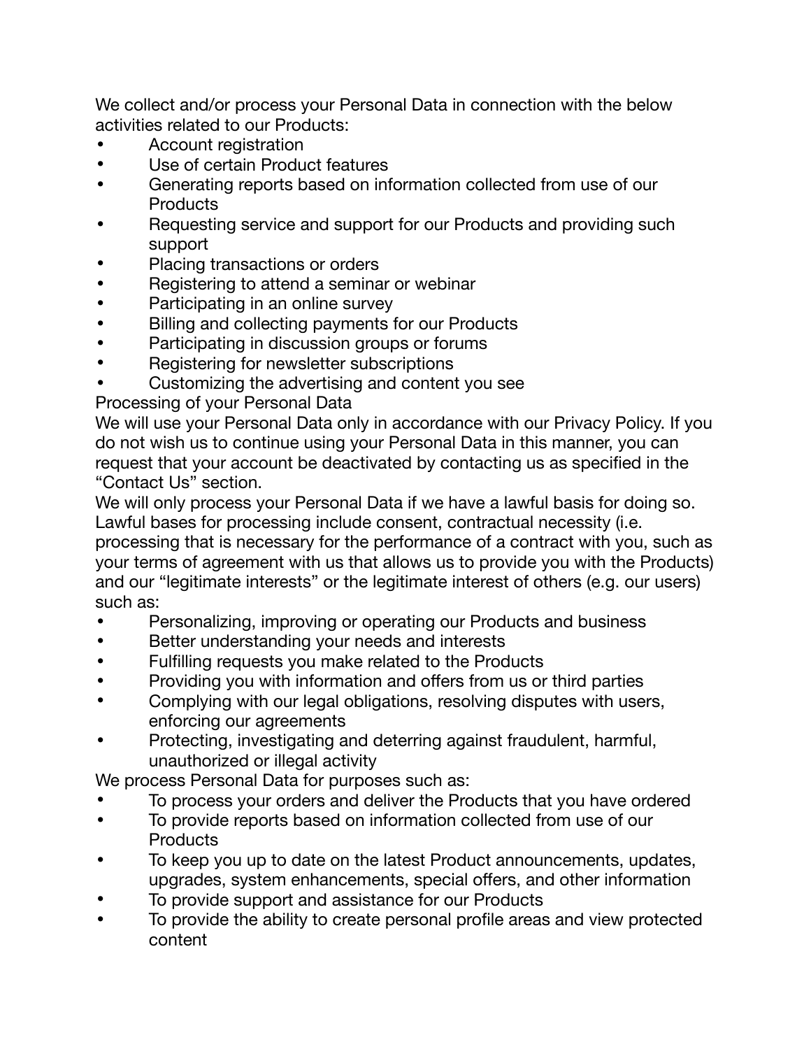We collect and/or process your Personal Data in connection with the below activities related to our Products:

- Account registration
- Use of certain Product features
- Generating reports based on information collected from use of our Products
- Requesting service and support for our Products and providing such support
- Placing transactions or orders
- Registering to attend a seminar or webinar
- Participating in an online survey
- Billing and collecting payments for our Products
- Participating in discussion groups or forums
- Registering for newsletter subscriptions
- Customizing the advertising and content you see

Processing of your Personal Data

We will use your Personal Data only in accordance with our Privacy Policy. If you do not wish us to continue using your Personal Data in this manner, you can request that your account be deactivated by contacting us as specified in the "Contact Us" section.

We will only process your Personal Data if we have a lawful basis for doing so. Lawful bases for processing include consent, contractual necessity (i.e. processing that is necessary for the performance of a contract with you, such as your terms of agreement with us that allows us to provide you with the Products) and our "legitimate interests" or the legitimate interest of others (e.g. our users) such as:

- Personalizing, improving or operating our Products and business
- Better understanding your needs and interests
- Fulfilling requests you make related to the Products
- Providing you with information and offers from us or third parties
- Complying with our legal obligations, resolving disputes with users, enforcing our agreements
- Protecting, investigating and deterring against fraudulent, harmful, unauthorized or illegal activity

We process Personal Data for purposes such as:

- To process your orders and deliver the Products that you have ordered
- To provide reports based on information collected from use of our Products
- To keep you up to date on the latest Product announcements, updates, upgrades, system enhancements, special offers, and other information
- To provide support and assistance for our Products
- To provide the ability to create personal profile areas and view protected content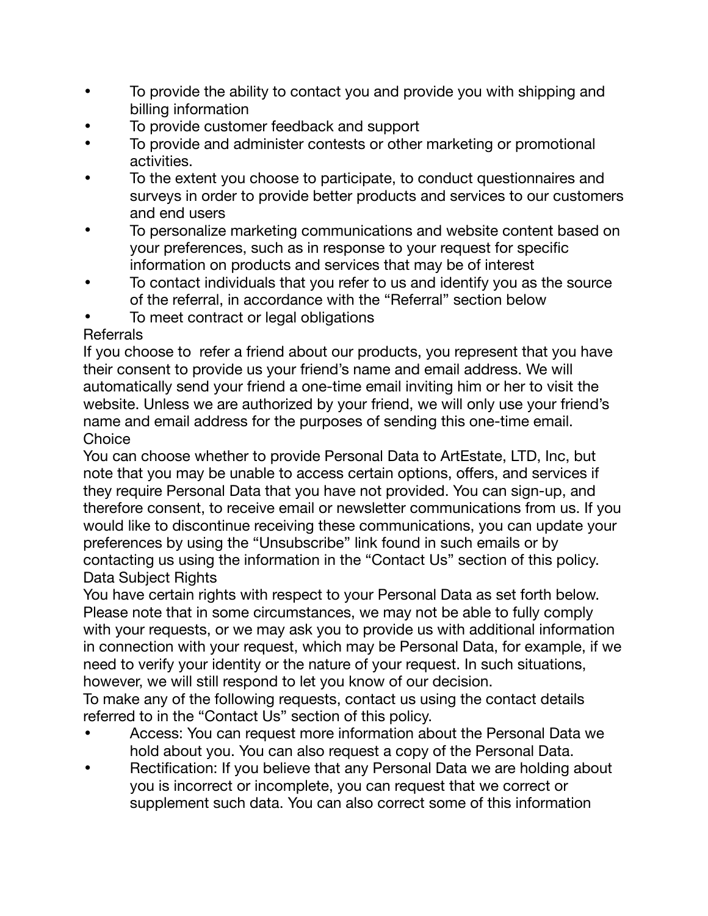- To provide the ability to contact you and provide you with shipping and billing information
- To provide customer feedback and support
- To provide and administer contests or other marketing or promotional activities.
- To the extent you choose to participate, to conduct questionnaires and surveys in order to provide better products and services to our customers and end users
- To personalize marketing communications and website content based on your preferences, such as in response to your request for specific information on products and services that may be of interest
- To contact individuals that you refer to us and identify you as the source of the referral, in accordance with the "Referral" section below
- To meet contract or legal obligations

## Referrals

If you choose to refer a friend about our products, you represent that you have their consent to provide us your friend's name and email address. We will automatically send your friend a one-time email inviting him or her to visit the website. Unless we are authorized by your friend, we will only use your friend's name and email address for the purposes of sending this one-time email.

## Choice

You can choose whether to provide Personal Data to ArtEstate, LTD, Inc, but note that you may be unable to access certain options, offers, and services if they require Personal Data that you have not provided. You can sign-up, and therefore consent, to receive email or newsletter communications from us. If you would like to discontinue receiving these communications, you can update your preferences by using the "Unsubscribe" link found in such emails or by contacting us using the information in the "Contact Us" section of this policy.

## Data Subject Rights

You have certain rights with respect to your Personal Data as set forth below. Please note that in some circumstances, we may not be able to fully comply with your requests, or we may ask you to provide us with additional information in connection with your request, which may be Personal Data, for example, if we need to verify your identity or the nature of your request. In such situations, however, we will still respond to let you know of our decision.

To make any of the following requests, contact us using the contact details referred to in the "Contact Us" section of this policy.

- Access: You can request more information about the Personal Data we hold about you. You can also request a copy of the Personal Data.
- Rectification: If you believe that any Personal Data we are holding about you is incorrect or incomplete, you can request that we correct or supplement such data. You can also correct some of this information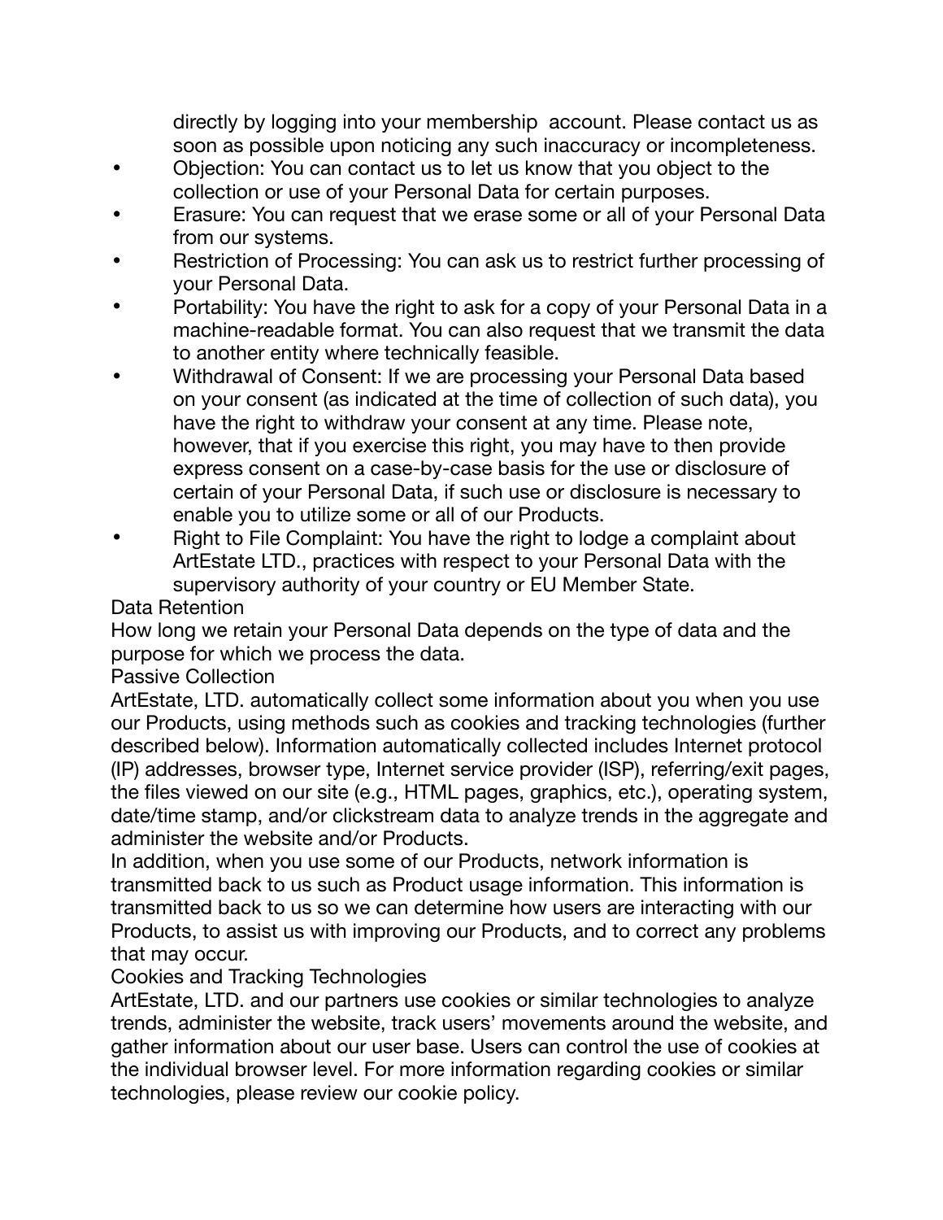directly by logging into your membership account. Please contact us as soon as possible upon noticing any such inaccuracy or incompleteness.

- Objection: You can contact us to let us know that you object to the collection or use of your Personal Data for certain purposes.
- Erasure: You can request that we erase some or all of your Personal Data from our systems.
- Restriction of Processing: You can ask us to restrict further processing of your Personal Data.
- Portability: You have the right to ask for a copy of your Personal Data in a machine-readable format. You can also request that we transmit the data to another entity where technically feasible.
- Withdrawal of Consent: If we are processing your Personal Data based on your consent (as indicated at the time of collection of such data), you have the right to withdraw your consent at any time. Please note, however, that if you exercise this right, you may have to then provide express consent on a case-by-case basis for the use or disclosure of certain of your Personal Data, if such use or disclosure is necessary to enable you to utilize some or all of our Products.
- Right to File Complaint: You have the right to lodge a complaint about ArtEstate LTD., practices with respect to your Personal Data with the supervisory authority of your country or EU Member State.

Data Retention

How long we retain your Personal Data depends on the type of data and the purpose for which we process the data.

Passive Collection

ArtEstate, LTD. automatically collect some information about you when you use our Products, using methods such as cookies and tracking technologies (further described below). Information automatically collected includes Internet protocol (IP) addresses, browser type, Internet service provider (ISP), referring/exit pages, the files viewed on our site (e.g., HTML pages, graphics, etc.), operating system, date/time stamp, and/or clickstream data to analyze trends in the aggregate and administer the website and/or Products.

In addition, when you use some of our Products, network information is transmitted back to us such as Product usage information. This information is transmitted back to us so we can determine how users are interacting with our Products, to assist us with improving our Products, and to correct any problems that may occur.

Cookies and Tracking Technologies

ArtEstate, LTD. and our partners use cookies or similar technologies to analyze trends, administer the website, track users' movements around the website, and gather information about our user base. Users can control the use of cookies at the individual browser level. For more information regarding cookies or similar technologies, please review our cookie policy.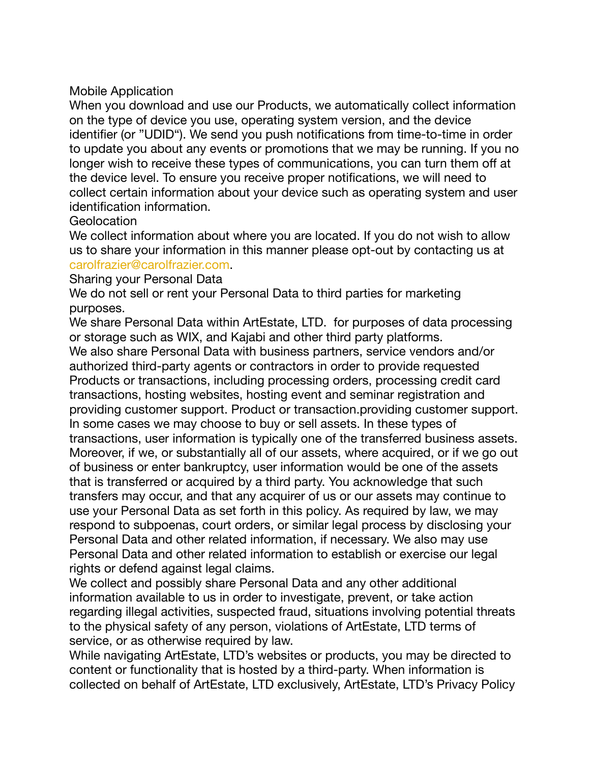## Mobile Application

When you download and use our Products, we automatically collect information on the type of device you use, operating system version, and the device identifier (or ”UDID“). We send you push notifications from time-to-time in order to update you about any events or promotions that we may be running. If you no longer wish to receive these types of communications, you can turn them off at the device level. To ensure you receive proper notifications, we will need to collect certain information about your device such as operating system and user identification information.

## Geolocation

We collect information about where you are located. If you do not wish to allow us to share your information in this manner please opt-out by contacting us at carolfrazier@carolfrazier.com.

## Sharing your Personal Data

We do not sell or rent your Personal Data to third parties for marketing purposes.

We share Personal Data within ArtEstate, LTD.  for purposes of data processing or storage such as WIX, and Kajabi and other third party platforms.

We also share Personal Data with business partners, service vendors and/or authorized third-party agents or contractors in order to provide requested Products or transactions, including processing orders, processing credit card transactions, hosting websites, hosting event and seminar registration and providing customer support. Product or transaction.providing customer support. In some cases we may choose to buy or sell assets. In these types of transactions, user information is typically one of the transferred business assets. Moreover, if we, or substantially all of our assets, where acquired, or if we go out of business or enter bankruptcy, user information would be one of the assets that is transferred or acquired by a third party. You acknowledge that such transfers may occur, and that any acquirer of us or our assets may continue to use your Personal Data as set forth in this policy. As required by law, we may respond to subpoenas, court orders, or similar legal process by disclosing your Personal Data and other related information, if necessary. We also may use Personal Data and other related information to establish or exercise our legal rights or defend against legal claims.

We collect and possibly share Personal Data and any other additional information available to us in order to investigate, prevent, or take action regarding illegal activities, suspected fraud, situations involving potential threats to the physical safety of any person, violations of ArtEstate, LTD terms of service, or as otherwise required by law.

While navigating ArtEstate, LTD’s websites or products, you may be directed to content or functionality that is hosted by a third-party. When information is collected on behalf of ArtEstate, LTD exclusively, ArtEstate, LTD’s Privacy Policy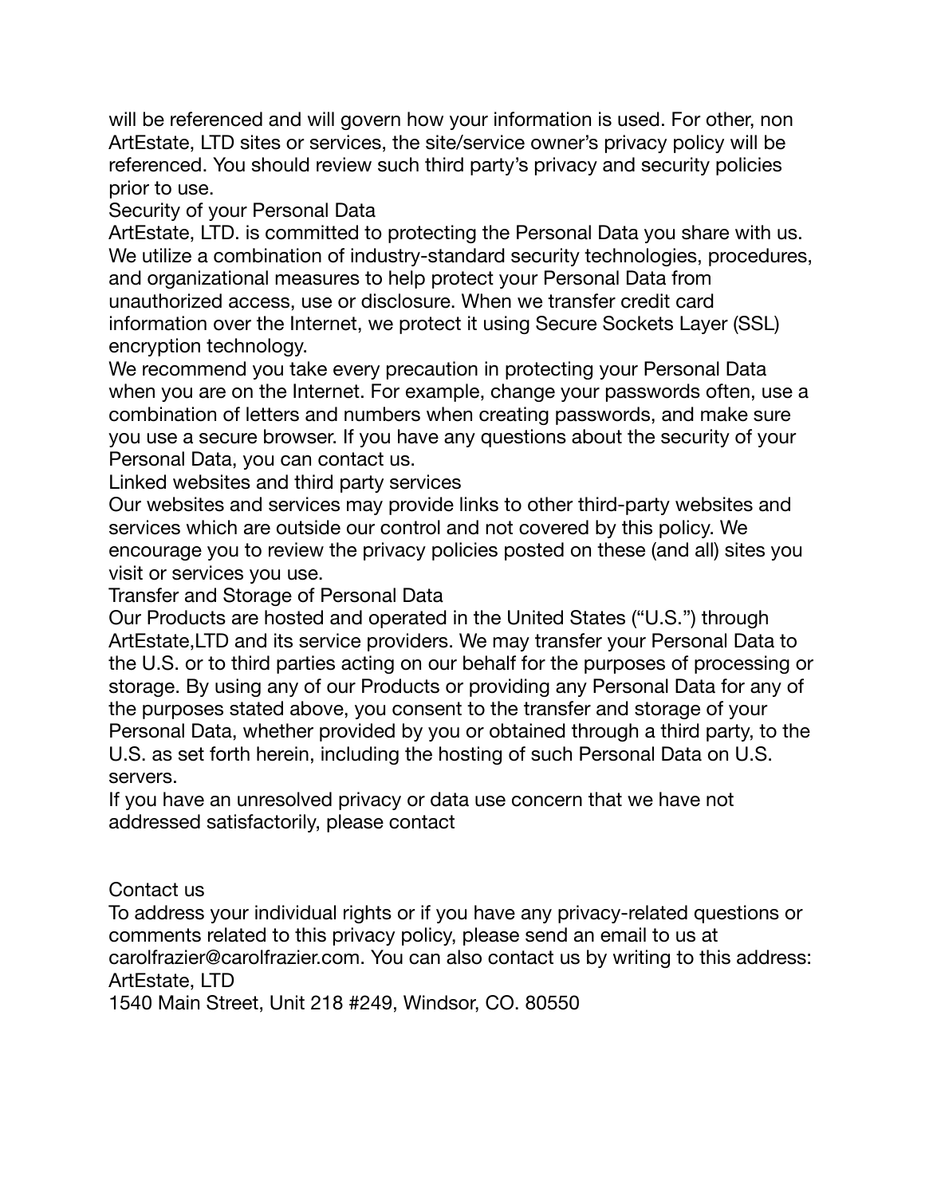will be referenced and will govern how your information is used. For other, non ArtEstate, LTD sites or services, the site/service owner's privacy policy will be referenced. You should review such third party's privacy and security policies prior to use.

## Security of your Personal Data

ArtEstate, LTD. is committed to protecting the Personal Data you share with us. We utilize a combination of industry-standard security technologies, procedures, and organizational measures to help protect your Personal Data from unauthorized access, use or disclosure. When we transfer credit card information over the Internet, we protect it using Secure Sockets Layer (SSL) encryption technology.

We recommend you take every precaution in protecting your Personal Data when you are on the Internet. For example, change your passwords often, use a combination of letters and numbers when creating passwords, and make sure you use a secure browser. If you have any questions about the security of your Personal Data, you can contact us.

## Linked websites and third party services

Our websites and services may provide links to other third-party websites and services which are outside our control and not covered by this policy. We encourage you to review the privacy policies posted on these (and all) sites you visit or services you use.

## Transfer and Storage of Personal Data

Our Products are hosted and operated in the United States ("U.S.") through ArtEstate,LTD and its service providers. We may transfer your Personal Data to the U.S. or to third parties acting on our behalf for the purposes of processing or storage. By using any of our Products or providing any Personal Data for any of the purposes stated above, you consent to the transfer and storage of your Personal Data, whether provided by you or obtained through a third party, to the U.S. as set forth herein, including the hosting of such Personal Data on U.S. servers.

If you have an unresolved privacy or data use concern that we have not addressed satisfactorily, please contact

## Contact us

To address your individual rights or if you have any privacy-related questions or comments related to this privacy policy, please send an email to us at carolfrazier@carolfrazier.com. You can also contact us by writing to this address:

ArtEstate, LTD

1540 Main Street, Unit 218 #249, Windsor, CO. 80550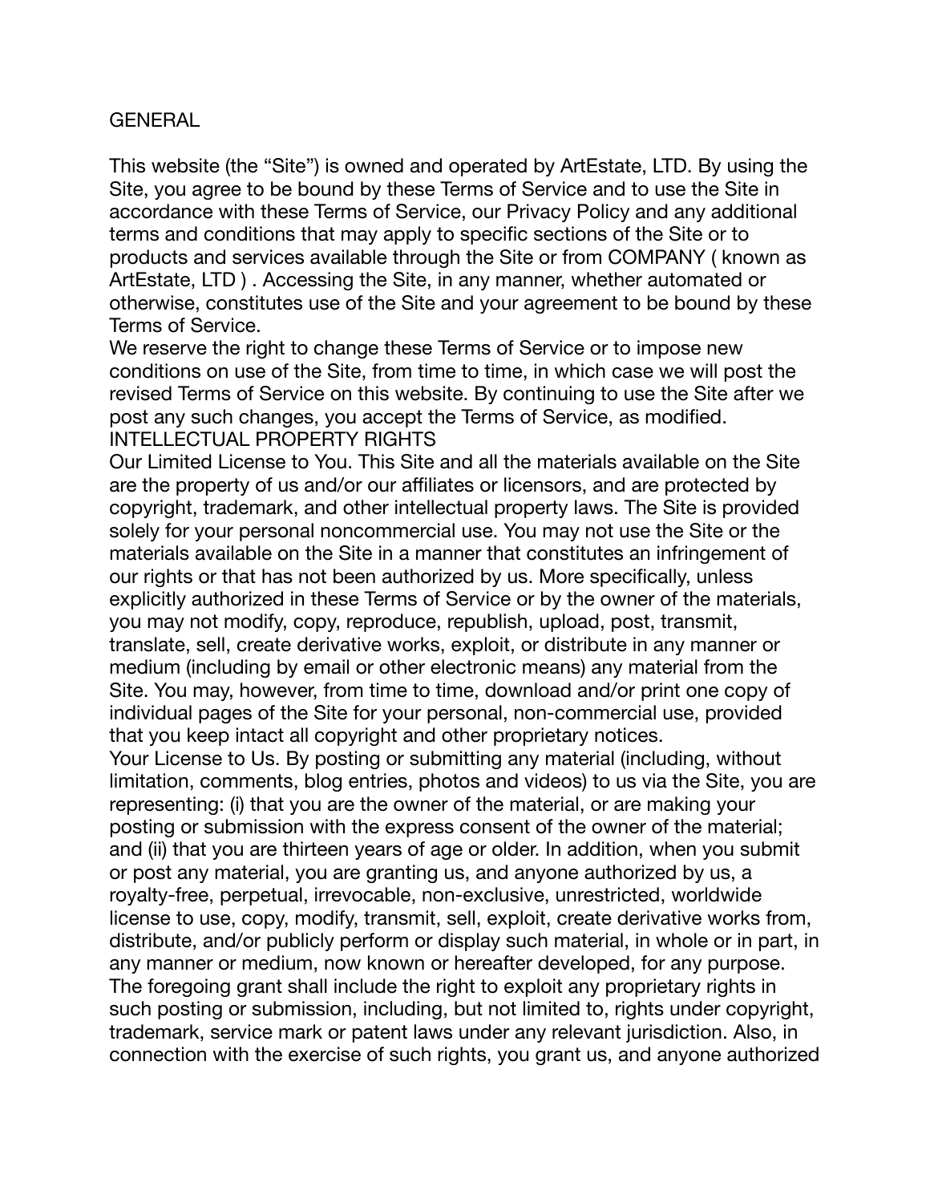## GENERAL

This website (the "Site") is owned and operated by ArtEstate, LTD. By using the Site, you agree to be bound by these Terms of Service and to use the Site in accordance with these Terms of Service, our Privacy Policy and any additional terms and conditions that may apply to specific sections of the Site or to products and services available through the Site or from COMPANY ( known as ArtEstate, LTD ) . Accessing the Site, in any manner, whether automated or otherwise, constitutes use of the Site and your agreement to be bound by these Terms of Service.

We reserve the right to change these Terms of Service or to impose new conditions on use of the Site, from time to time, in which case we will post the revised Terms of Service on this website. By continuing to use the Site after we post any such changes, you accept the Terms of Service, as modified.

## INTELLECTUAL PROPERTY RIGHTS

Our Limited License to You. This Site and all the materials available on the Site are the property of us and/or our affiliates or licensors, and are protected by copyright, trademark, and other intellectual property laws. The Site is provided solely for your personal noncommercial use. You may not use the Site or the materials available on the Site in a manner that constitutes an infringement of our rights or that has not been authorized by us. More specifically, unless explicitly authorized in these Terms of Service or by the owner of the materials, you may not modify, copy, reproduce, republish, upload, post, transmit, translate, sell, create derivative works, exploit, or distribute in any manner or medium (including by email or other electronic means) any material from the Site. You may, however, from time to time, download and/or print one copy of individual pages of the Site for your personal, non-commercial use, provided that you keep intact all copyright and other proprietary notices.

Your License to Us. By posting or submitting any material (including, without limitation, comments, blog entries, photos and videos) to us via the Site, you are representing: (i) that you are the owner of the material, or are making your posting or submission with the express consent of the owner of the material; and (ii) that you are thirteen years of age or older. In addition, when you submit or post any material, you are granting us, and anyone authorized by us, a royalty-free, perpetual, irrevocable, non-exclusive, unrestricted, worldwide license to use, copy, modify, transmit, sell, exploit, create derivative works from, distribute, and/or publicly perform or display such material, in whole or in part, in any manner or medium, now known or hereafter developed, for any purpose. The foregoing grant shall include the right to exploit any proprietary rights in such posting or submission, including, but not limited to, rights under copyright, trademark, service mark or patent laws under any relevant jurisdiction. Also, in connection with the exercise of such rights, you grant us, and anyone authorized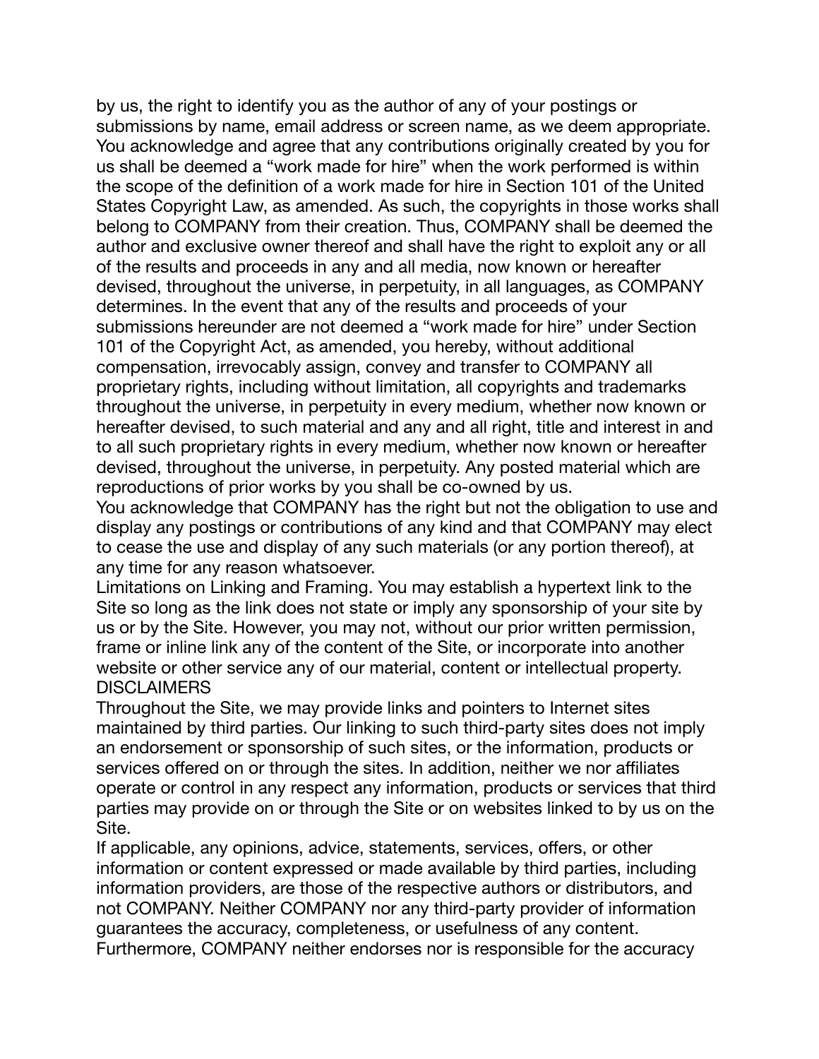by us, the right to identify you as the author of any of your postings or submissions by name, email address or screen name, as we deem appropriate. You acknowledge and agree that any contributions originally created by you for us shall be deemed a "work made for hire" when the work performed is within the scope of the definition of a work made for hire in Section 101 of the United States Copyright Law, as amended. As such, the copyrights in those works shall belong to COMPANY from their creation. Thus, COMPANY shall be deemed the author and exclusive owner thereof and shall have the right to exploit any or all of the results and proceeds in any and all media, now known or hereafter devised, throughout the universe, in perpetuity, in all languages, as COMPANY determines. In the event that any of the results and proceeds of your submissions hereunder are not deemed a "work made for hire" under Section 101 of the Copyright Act, as amended, you hereby, without additional compensation, irrevocably assign, convey and transfer to COMPANY all proprietary rights, including without limitation, all copyrights and trademarks throughout the universe, in perpetuity in every medium, whether now known or hereafter devised, to such material and any and all right, title and interest in and to all such proprietary rights in every medium, whether now known or hereafter devised, throughout the universe, in perpetuity. Any posted material which are reproductions of prior works by you shall be co-owned by us.

You acknowledge that COMPANY has the right but not the obligation to use and display any postings or contributions of any kind and that COMPANY may elect to cease the use and display of any such materials (or any portion thereof), at any time for any reason whatsoever.

Limitations on Linking and Framing. You may establish a hypertext link to the Site so long as the link does not state or imply any sponsorship of your site by us or by the Site. However, you may not, without our prior written permission, frame or inline link any of the content of the Site, or incorporate into another website or other service any of our material, content or intellectual property.

DISCLAIMERS

Throughout the Site, we may provide links and pointers to Internet sites maintained by third parties. Our linking to such third-party sites does not imply an endorsement or sponsorship of such sites, or the information, products or services offered on or through the sites. In addition, neither we nor affiliates operate or control in any respect any information, products or services that third parties may provide on or through the Site or on websites linked to by us on the Site.

If applicable, any opinions, advice, statements, services, offers, or other information or content expressed or made available by third parties, including information providers, are those of the respective authors or distributors, and not COMPANY. Neither COMPANY nor any third-party provider of information guarantees the accuracy, completeness, or usefulness of any content. Furthermore, COMPANY neither endorses nor is responsible for the accuracy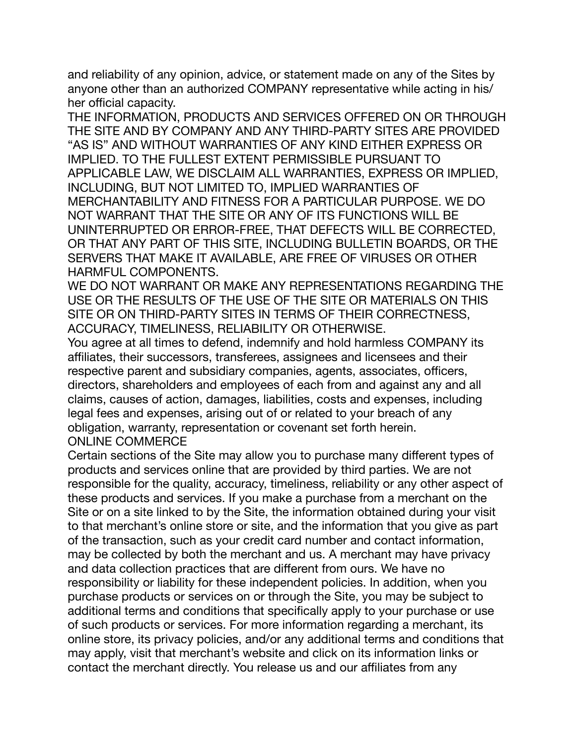and reliability of any opinion, advice, or statement made on any of the Sites by anyone other than an authorized COMPANY representative while acting in his/her official capacity.

THE INFORMATION, PRODUCTS AND SERVICES OFFERED ON OR THROUGH THE SITE AND BY COMPANY AND ANY THIRD-PARTY SITES ARE PROVIDED "AS IS" AND WITHOUT WARRANTIES OF ANY KIND EITHER EXPRESS OR IMPLIED. TO THE FULLEST EXTENT PERMISSIBLE PURSUANT TO APPLICABLE LAW, WE DISCLAIM ALL WARRANTIES, EXPRESS OR IMPLIED, INCLUDING, BUT NOT LIMITED TO, IMPLIED WARRANTIES OF MERCHANTABILITY AND FITNESS FOR A PARTICULAR PURPOSE. WE DO NOT WARRANT THAT THE SITE OR ANY OF ITS FUNCTIONS WILL BE UNINTERRUPTED OR ERROR-FREE, THAT DEFECTS WILL BE CORRECTED, OR THAT ANY PART OF THIS SITE, INCLUDING BULLETIN BOARDS, OR THE SERVERS THAT MAKE IT AVAILABLE, ARE FREE OF VIRUSES OR OTHER HARMFUL COMPONENTS.

WE DO NOT WARRANT OR MAKE ANY REPRESENTATIONS REGARDING THE USE OR THE RESULTS OF THE USE OF THE SITE OR MATERIALS ON THIS SITE OR ON THIRD-PARTY SITES IN TERMS OF THEIR CORRECTNESS, ACCURACY, TIMELINESS, RELIABILITY OR OTHERWISE.

You agree at all times to defend, indemnify and hold harmless COMPANY its affiliates, their successors, transferees, assignees and licensees and their respective parent and subsidiary companies, agents, associates, officers, directors, shareholders and employees of each from and against any and all claims, causes of action, damages, liabilities, costs and expenses, including legal fees and expenses, arising out of or related to your breach of any obligation, warranty, representation or covenant set forth herein.

ONLINE COMMERCE

Certain sections of the Site may allow you to purchase many different types of products and services online that are provided by third parties. We are not responsible for the quality, accuracy, timeliness, reliability or any other aspect of these products and services. If you make a purchase from a merchant on the Site or on a site linked to by the Site, the information obtained during your visit to that merchant's online store or site, and the information that you give as part of the transaction, such as your credit card number and contact information, may be collected by both the merchant and us. A merchant may have privacy and data collection practices that are different from ours. We have no responsibility or liability for these independent policies. In addition, when you purchase products or services on or through the Site, you may be subject to additional terms and conditions that specifically apply to your purchase or use of such products or services. For more information regarding a merchant, its online store, its privacy policies, and/or any additional terms and conditions that may apply, visit that merchant's website and click on its information links or contact the merchant directly. You release us and our affiliates from any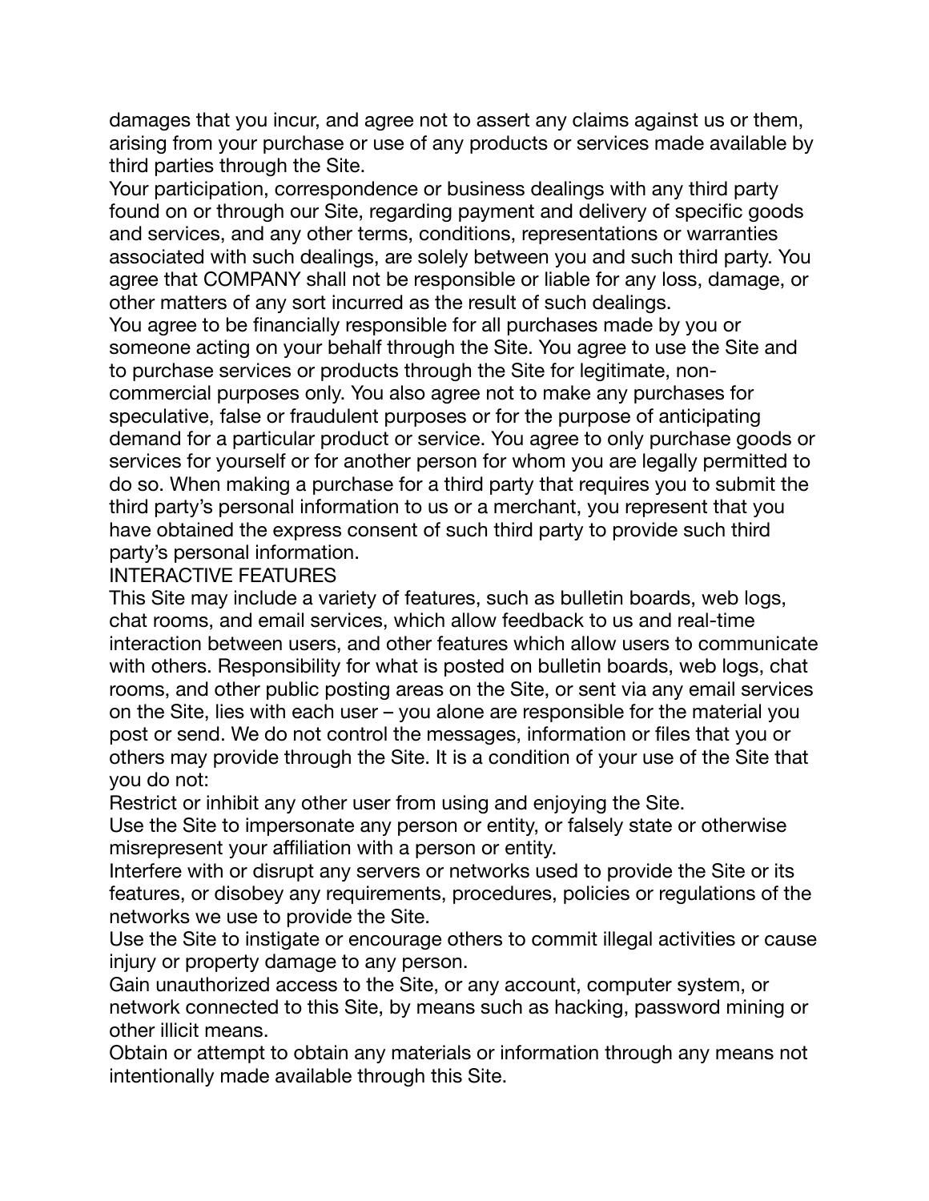damages that you incur, and agree not to assert any claims against us or them, arising from your purchase or use of any products or services made available by third parties through the Site.

Your participation, correspondence or business dealings with any third party found on or through our Site, regarding payment and delivery of specific goods and services, and any other terms, conditions, representations or warranties associated with such dealings, are solely between you and such third party. You agree that COMPANY shall not be responsible or liable for any loss, damage, or other matters of any sort incurred as the result of such dealings.

You agree to be financially responsible for all purchases made by you or someone acting on your behalf through the Site. You agree to use the Site and to purchase services or products through the Site for legitimate, non-commercial purposes only. You also agree not to make any purchases for speculative, false or fraudulent purposes or for the purpose of anticipating demand for a particular product or service. You agree to only purchase goods or services for yourself or for another person for whom you are legally permitted to do so. When making a purchase for a third party that requires you to submit the third party's personal information to us or a merchant, you represent that you have obtained the express consent of such third party to provide such third party's personal information.

## INTERACTIVE FEATURES

This Site may include a variety of features, such as bulletin boards, web logs, chat rooms, and email services, which allow feedback to us and real-time interaction between users, and other features which allow users to communicate with others. Responsibility for what is posted on bulletin boards, web logs, chat rooms, and other public posting areas on the Site, or sent via any email services on the Site, lies with each user – you alone are responsible for the material you post or send. We do not control the messages, information or files that you or others may provide through the Site. It is a condition of your use of the Site that you do not:

Restrict or inhibit any other user from using and enjoying the Site.

Use the Site to impersonate any person or entity, or falsely state or otherwise misrepresent your affiliation with a person or entity.

Interfere with or disrupt any servers or networks used to provide the Site or its features, or disobey any requirements, procedures, policies or regulations of the networks we use to provide the Site.

Use the Site to instigate or encourage others to commit illegal activities or cause injury or property damage to any person.

Gain unauthorized access to the Site, or any account, computer system, or network connected to this Site, by means such as hacking, password mining or other illicit means.

Obtain or attempt to obtain any materials or information through any means not intentionally made available through this Site.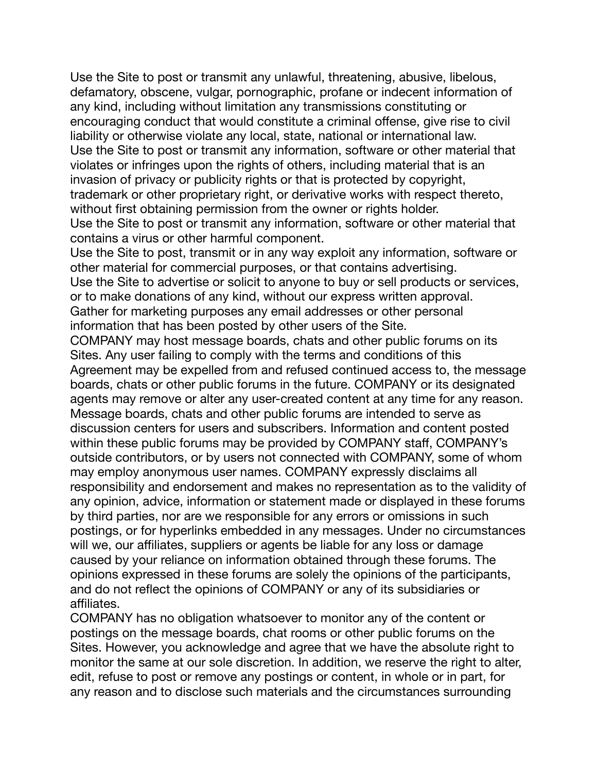Use the Site to post or transmit any unlawful, threatening, abusive, libelous, defamatory, obscene, vulgar, pornographic, profane or indecent information of any kind, including without limitation any transmissions constituting or encouraging conduct that would constitute a criminal offense, give rise to civil liability or otherwise violate any local, state, national or international law.
Use the Site to post or transmit any information, software or other material that violates or infringes upon the rights of others, including material that is an invasion of privacy or publicity rights or that is protected by copyright, trademark or other proprietary right, or derivative works with respect thereto, without first obtaining permission from the owner or rights holder.
Use the Site to post or transmit any information, software or other material that contains a virus or other harmful component.
Use the Site to post, transmit or in any way exploit any information, software or other material for commercial purposes, or that contains advertising.
Use the Site to advertise or solicit to anyone to buy or sell products or services, or to make donations of any kind, without our express written approval.
Gather for marketing purposes any email addresses or other personal information that has been posted by other users of the Site.
COMPANY may host message boards, chats and other public forums on its Sites. Any user failing to comply with the terms and conditions of this Agreement may be expelled from and refused continued access to, the message boards, chats or other public forums in the future. COMPANY or its designated agents may remove or alter any user-created content at any time for any reason. Message boards, chats and other public forums are intended to serve as discussion centers for users and subscribers. Information and content posted within these public forums may be provided by COMPANY staff, COMPANY's outside contributors, or by users not connected with COMPANY, some of whom may employ anonymous user names. COMPANY expressly disclaims all responsibility and endorsement and makes no representation as to the validity of any opinion, advice, information or statement made or displayed in these forums by third parties, nor are we responsible for any errors or omissions in such postings, or for hyperlinks embedded in any messages. Under no circumstances will we, our affiliates, suppliers or agents be liable for any loss or damage caused by your reliance on information obtained through these forums. The opinions expressed in these forums are solely the opinions of the participants, and do not reflect the opinions of COMPANY or any of its subsidiaries or affiliates.
COMPANY has no obligation whatsoever to monitor any of the content or postings on the message boards, chat rooms or other public forums on the Sites. However, you acknowledge and agree that we have the absolute right to monitor the same at our sole discretion. In addition, we reserve the right to alter, edit, refuse to post or remove any postings or content, in whole or in part, for any reason and to disclose such materials and the circumstances surrounding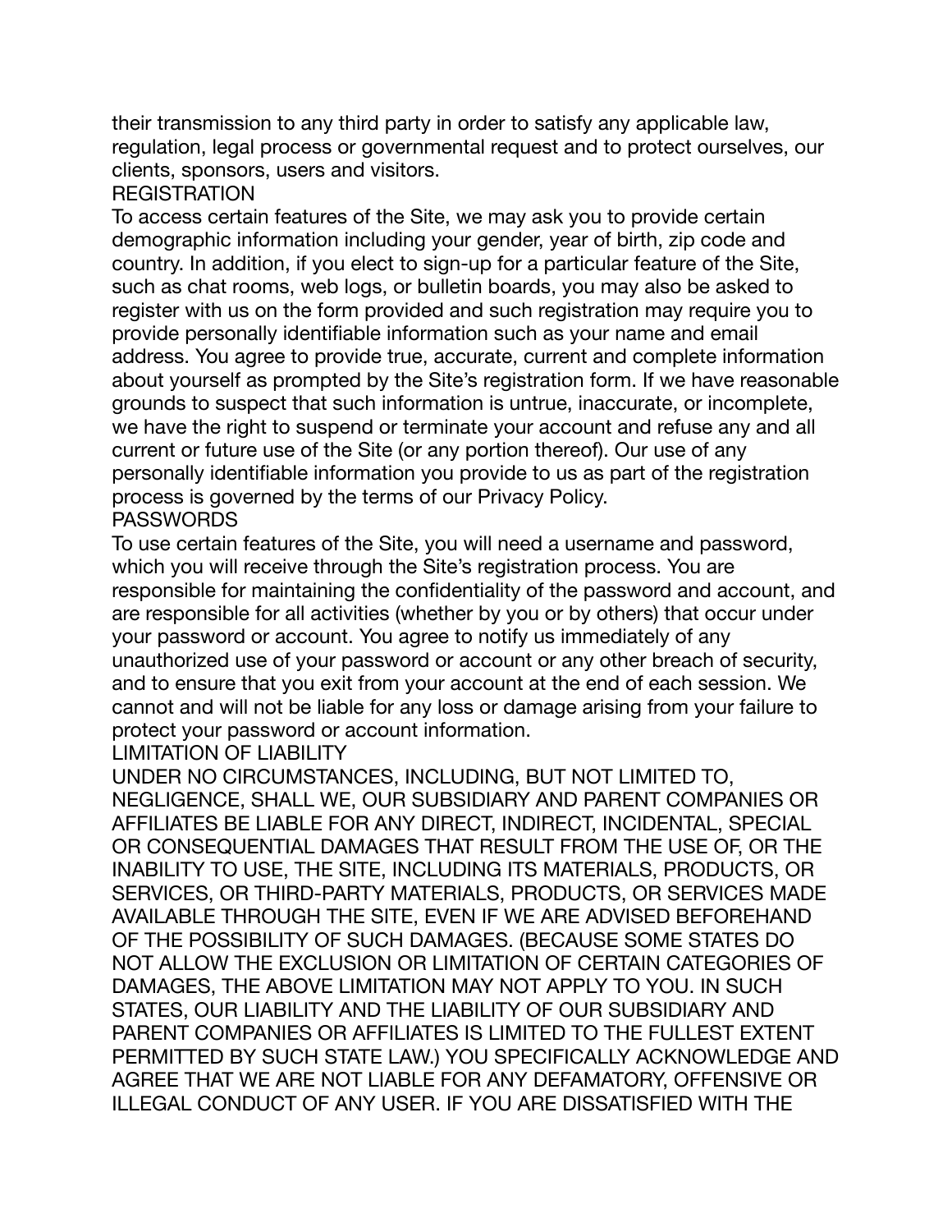their transmission to any third party in order to satisfy any applicable law, regulation, legal process or governmental request and to protect ourselves, our clients, sponsors, users and visitors.

## REGISTRATION

To access certain features of the Site, we may ask you to provide certain demographic information including your gender, year of birth, zip code and country. In addition, if you elect to sign-up for a particular feature of the Site, such as chat rooms, web logs, or bulletin boards, you may also be asked to register with us on the form provided and such registration may require you to provide personally identifiable information such as your name and email address. You agree to provide true, accurate, current and complete information about yourself as prompted by the Site's registration form. If we have reasonable grounds to suspect that such information is untrue, inaccurate, or incomplete, we have the right to suspend or terminate your account and refuse any and all current or future use of the Site (or any portion thereof). Our use of any personally identifiable information you provide to us as part of the registration process is governed by the terms of our Privacy Policy.

## PASSWORDS

To use certain features of the Site, you will need a username and password, which you will receive through the Site's registration process. You are responsible for maintaining the confidentiality of the password and account, and are responsible for all activities (whether by you or by others) that occur under your password or account. You agree to notify us immediately of any unauthorized use of your password or account or any other breach of security, and to ensure that you exit from your account at the end of each session. We cannot and will not be liable for any loss or damage arising from your failure to protect your password or account information.

## LIMITATION OF LIABILITY

UNDER NO CIRCUMSTANCES, INCLUDING, BUT NOT LIMITED TO, NEGLIGENCE, SHALL WE, OUR SUBSIDIARY AND PARENT COMPANIES OR AFFILIATES BE LIABLE FOR ANY DIRECT, INDIRECT, INCIDENTAL, SPECIAL OR CONSEQUENTIAL DAMAGES THAT RESULT FROM THE USE OF, OR THE INABILITY TO USE, THE SITE, INCLUDING ITS MATERIALS, PRODUCTS, OR SERVICES, OR THIRD-PARTY MATERIALS, PRODUCTS, OR SERVICES MADE AVAILABLE THROUGH THE SITE, EVEN IF WE ARE ADVISED BEFOREHAND OF THE POSSIBILITY OF SUCH DAMAGES. (BECAUSE SOME STATES DO NOT ALLOW THE EXCLUSION OR LIMITATION OF CERTAIN CATEGORIES OF DAMAGES, THE ABOVE LIMITATION MAY NOT APPLY TO YOU. IN SUCH STATES, OUR LIABILITY AND THE LIABILITY OF OUR SUBSIDIARY AND PARENT COMPANIES OR AFFILIATES IS LIMITED TO THE FULLEST EXTENT PERMITTED BY SUCH STATE LAW.) YOU SPECIFICALLY ACKNOWLEDGE AND AGREE THAT WE ARE NOT LIABLE FOR ANY DEFAMATORY, OFFENSIVE OR ILLEGAL CONDUCT OF ANY USER. IF YOU ARE DISSATISFIED WITH THE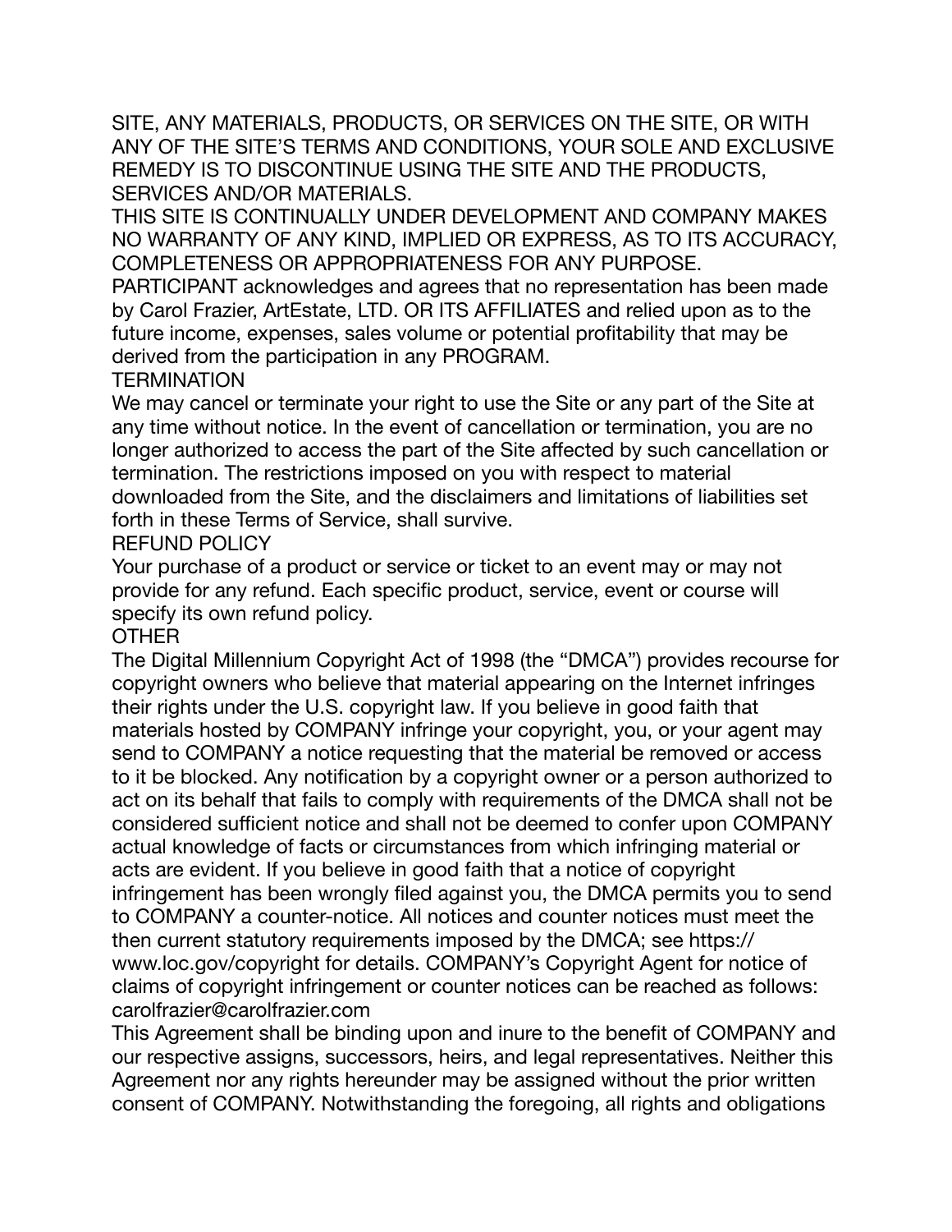SITE, ANY MATERIALS, PRODUCTS, OR SERVICES ON THE SITE, OR WITH ANY OF THE SITE'S TERMS AND CONDITIONS, YOUR SOLE AND EXCLUSIVE REMEDY IS TO DISCONTINUE USING THE SITE AND THE PRODUCTS, SERVICES AND/OR MATERIALS.

THIS SITE IS CONTINUALLY UNDER DEVELOPMENT AND COMPANY MAKES NO WARRANTY OF ANY KIND, IMPLIED OR EXPRESS, AS TO ITS ACCURACY, COMPLETENESS OR APPROPRIATENESS FOR ANY PURPOSE.

PARTICIPANT acknowledges and agrees that no representation has been made by Carol Frazier, ArtEstate, LTD. OR ITS AFFILIATES and relied upon as to the future income, expenses, sales volume or potential profitability that may be derived from the participation in any PROGRAM.

## TERMINATION

We may cancel or terminate your right to use the Site or any part of the Site at any time without notice. In the event of cancellation or termination, you are no longer authorized to access the part of the Site affected by such cancellation or termination. The restrictions imposed on you with respect to material downloaded from the Site, and the disclaimers and limitations of liabilities set forth in these Terms of Service, shall survive.

## REFUND POLICY

Your purchase of a product or service or ticket to an event may or may not provide for any refund. Each specific product, service, event or course will specify its own refund policy.

## OTHER

The Digital Millennium Copyright Act of 1998 (the "DMCA") provides recourse for copyright owners who believe that material appearing on the Internet infringes their rights under the U.S. copyright law. If you believe in good faith that materials hosted by COMPANY infringe your copyright, you, or your agent may send to COMPANY a notice requesting that the material be removed or access to it be blocked. Any notification by a copyright owner or a person authorized to act on its behalf that fails to comply with requirements of the DMCA shall not be considered sufficient notice and shall not be deemed to confer upon COMPANY actual knowledge of facts or circumstances from which infringing material or acts are evident. If you believe in good faith that a notice of copyright infringement has been wrongly filed against you, the DMCA permits you to send to COMPANY a counter-notice. All notices and counter notices must meet the then current statutory requirements imposed by the DMCA; see https://www.loc.gov/copyright for details. COMPANY's Copyright Agent for notice of claims of copyright infringement or counter notices can be reached as follows: carolfrazier@carolfrazier.com

This Agreement shall be binding upon and inure to the benefit of COMPANY and our respective assigns, successors, heirs, and legal representatives. Neither this Agreement nor any rights hereunder may be assigned without the prior written consent of COMPANY. Notwithstanding the foregoing, all rights and obligations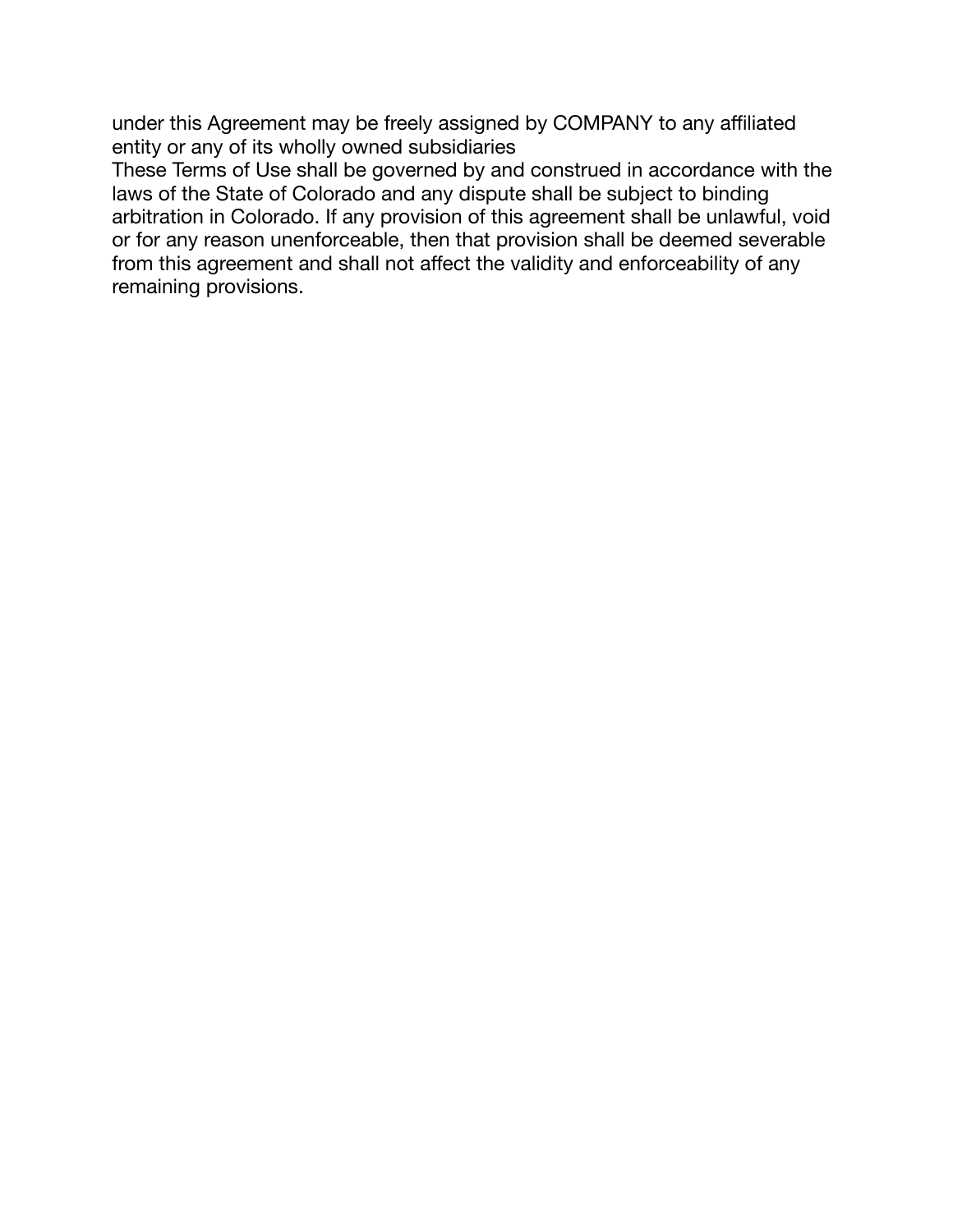under this Agreement may be freely assigned by COMPANY to any affiliated entity or any of its wholly owned subsidiaries

These Terms of Use shall be governed by and construed in accordance with the laws of the State of Colorado and any dispute shall be subject to binding arbitration in Colorado. If any provision of this agreement shall be unlawful, void or for any reason unenforceable, then that provision shall be deemed severable from this agreement and shall not affect the validity and enforceability of any remaining provisions.